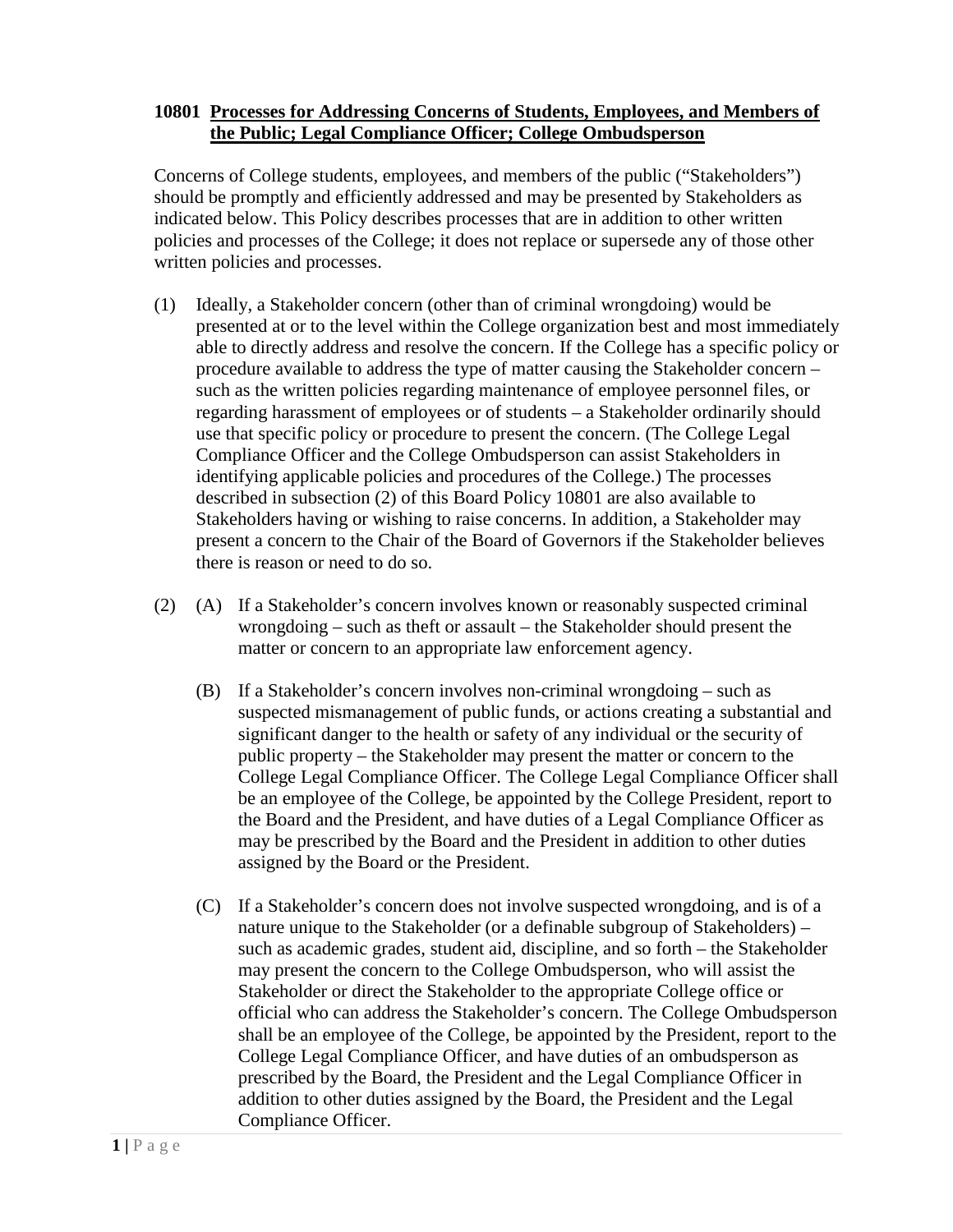## **10801 Processes for Addressing Concerns of Students, Employees, and Members of the Public; Legal Compliance Officer; College Ombudsperson**

Concerns of College students, employees, and members of the public ("Stakeholders") should be promptly and efficiently addressed and may be presented by Stakeholders as indicated below. This Policy describes processes that are in addition to other written policies and processes of the College; it does not replace or supersede any of those other written policies and processes.

(1) Ideally, a Stakeholder concern (other than of criminal wrongdoing) would be presented at or to the level within the College organization best and most immediately able to directly address and resolve the concern. If the College has a specific policy or procedure available to address the type of matter causing the Stakeholder concern – such as the written policies regarding maintenance of employee personnel files, or regarding harassment of employees or of students – a Stakeholder ordinarily should use that specific policy or procedure to present the concern. (The College Legal Compliance Officer and the College Ombudsperson can assist Stakeholders in identifying applicable policies and procedures of the College.) The processes described in subsection (2) of this Board Policy 10801 are also available to Stakeholders having or wishing to raise concerns. In addition, a Stakeholder may present a concern to the Chair of the Board of Governors if the Stakeholder believes there is reason or need to do so.

(2) (A) If a Stakeholder's concern involves known or reasonably suspected criminal wrongdoing – such as theft or assault – the Stakeholder should present the matter or concern to an appropriate law enforcement agency.

(B) If a Stakeholder's concern involves non-criminal wrongdoing – such as suspected mismanagement of public funds, or actions creating a substantial and significant danger to the health or safety of any individual or the security of public property – the Stakeholder may present the matter or concern to the College Legal Compliance Officer. The College Legal Compliance Officer shall be an employee of the College, be appointed by the College President, report to the Board and the President, and have duties of a Legal Compliance Officer as may be prescribed by the Board and the President in addition to other duties assigned by the Board or the President.

(C) If a Stakeholder's concern does not involve suspected wrongdoing, and is of a nature unique to the Stakeholder (or a definable subgroup of Stakeholders) – such as academic grades, student aid, discipline, and so forth – the Stakeholder may present the concern to the College Ombudsperson, who will assist the Stakeholder or direct the Stakeholder to the appropriate College office or official who can address the Stakeholder's concern. The College Ombudsperson shall be an employee of the College, be appointed by the President, report to the College Legal Compliance Officer, and have duties of an ombudsperson as prescribed by the Board, the President and the Legal Compliance Officer in addition to other duties assigned by the Board, the President and the Legal Compliance Officer.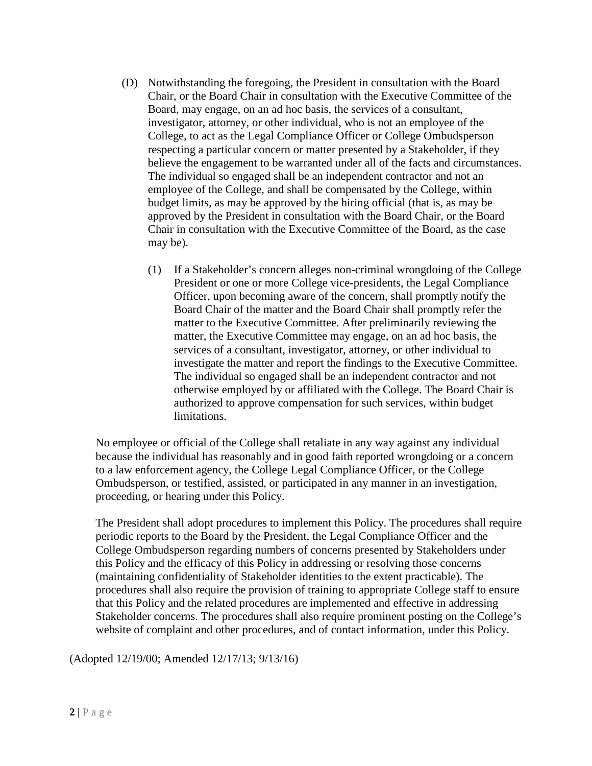(D) Notwithstanding the foregoing, the President in consultation with the Board Chair, or the Board Chair in consultation with the Executive Committee of the Board, may engage, on an ad hoc basis, the services of a consultant, investigator, attorney, or other individual, who is not an employee of the College, to act as the Legal Compliance Officer or College Ombudsperson respecting a particular concern or matter presented by a Stakeholder, if they believe the engagement to be warranted under all of the facts and circumstances. The individual so engaged shall be an independent contractor and not an employee of the College, and shall be compensated by the College, within budget limits, as may be approved by the hiring official (that is, as may be approved by the President in consultation with the Board Chair, or the Board Chair in consultation with the Executive Committee of the Board, as the case may be).

   (1) If a Stakeholder's concern alleges non-criminal wrongdoing of the College President or one or more College vice-presidents, the Legal Compliance Officer, upon becoming aware of the concern, shall promptly notify the Board Chair of the matter and the Board Chair shall promptly refer the matter to the Executive Committee. After preliminarily reviewing the matter, the Executive Committee may engage, on an ad hoc basis, the services of a consultant, investigator, attorney, or other individual to investigate the matter and report the findings to the Executive Committee. The individual so engaged shall be an independent contractor and not otherwise employed by or affiliated with the College. The Board Chair is authorized to approve compensation for such services, within budget limitations.

No employee or official of the College shall retaliate in any way against any individual because the individual has reasonably and in good faith reported wrongdoing or a concern to a law enforcement agency, the College Legal Compliance Officer, or the College Ombudsperson, or testified, assisted, or participated in any manner in an investigation, proceeding, or hearing under this Policy.

The President shall adopt procedures to implement this Policy. The procedures shall require periodic reports to the Board by the President, the Legal Compliance Officer and the College Ombudsperson regarding numbers of concerns presented by Stakeholders under this Policy and the efficacy of this Policy in addressing or resolving those concerns (maintaining confidentiality of Stakeholder identities to the extent practicable). The procedures shall also require the provision of training to appropriate College staff to ensure that this Policy and the related procedures are implemented and effective in addressing Stakeholder concerns. The procedures shall also require prominent posting on the College's website of complaint and other procedures, and of contact information, under this Policy.

(Adopted 12/19/00; Amended 12/17/13; 9/13/16)